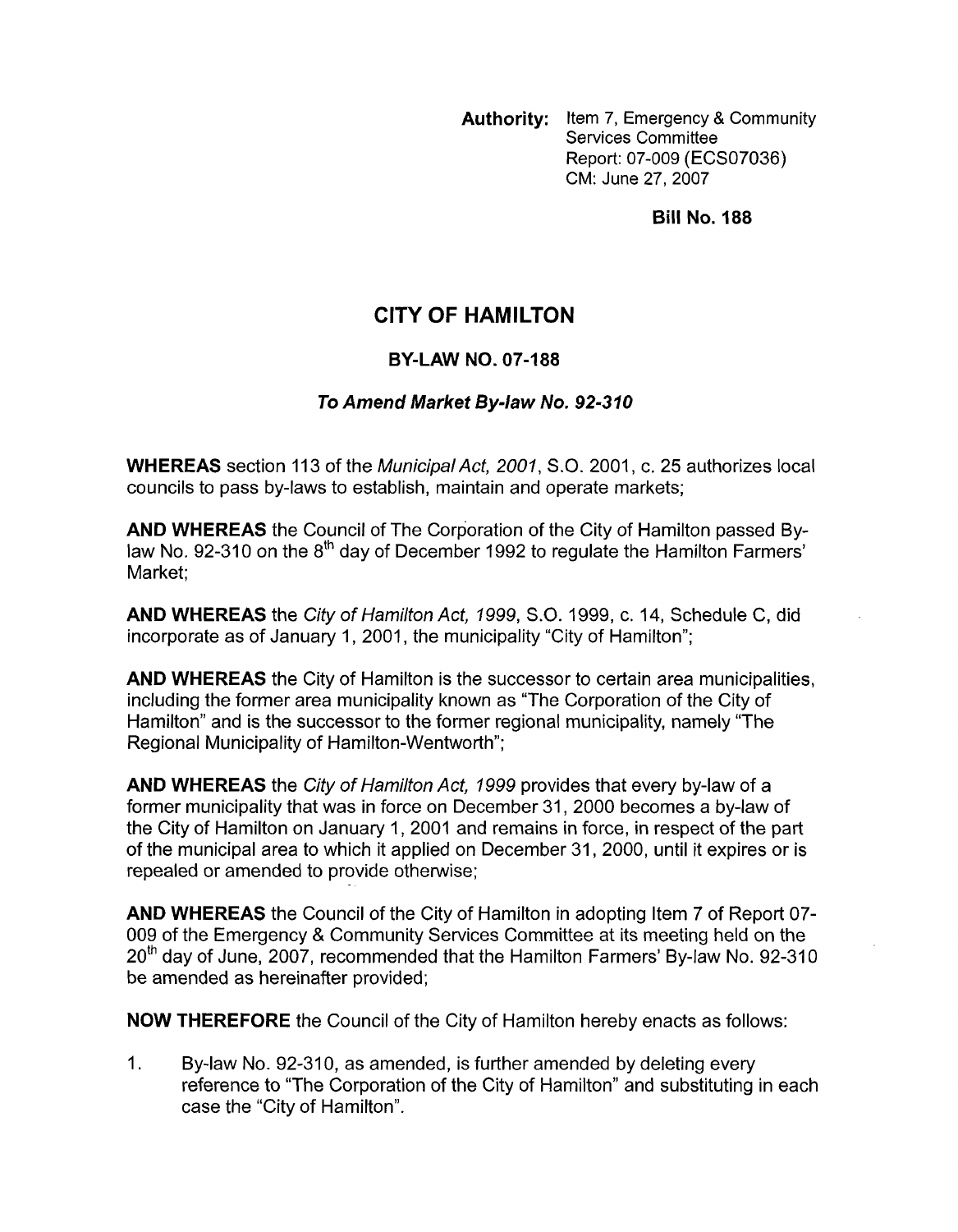**Authority:** Item 7, Emergency & Community Services Committee
Report: 07-009 (ECS07036)
CM: June 27, 2007

**Bill No. 188**

# CITY OF HAMILTON

## BY-LAW NO. 07-188

### *To Amend Market By-law No. 92-310*

**WHEREAS** section 113 of the *Municipal Act, 2001*, S.O. 2001, c. 25 authorizes local councils to pass by-laws to establish, maintain and operate markets;

**AND WHEREAS** the Council of The Corporation of the City of Hamilton passed By-law No. 92-310 on the 8th day of December 1992 to regulate the Hamilton Farmers' Market;

**AND WHEREAS** the *City of Hamilton Act, 1999*, S.O. 1999, c. 14, Schedule C, did incorporate as of January 1, 2001, the municipality "City of Hamilton";

**AND WHEREAS** the City of Hamilton is the successor to certain area municipalities, including the former area municipality known as "The Corporation of the City of Hamilton" and is the successor to the former regional municipality, namely "The Regional Municipality of Hamilton-Wentworth";

**AND WHEREAS** the *City of Hamilton Act, 1999* provides that every by-law of a former municipality that was in force on December 31, 2000 becomes a by-law of the City of Hamilton on January 1, 2001 and remains in force, in respect of the part of the municipal area to which it applied on December 31, 2000, until it expires or is repealed or amended to provide otherwise;

**AND WHEREAS** the Council of the City of Hamilton in adopting Item 7 of Report 07-009 of the Emergency & Community Services Committee at its meeting held on the 20th day of June, 2007, recommended that the Hamilton Farmers' By-law No. 92-310 be amended as hereinafter provided;

**NOW THEREFORE** the Council of the City of Hamilton hereby enacts as follows:

1. By-law No. 92-310, as amended, is further amended by deleting every reference to "The Corporation of the City of Hamilton" and substituting in each case the "City of Hamilton".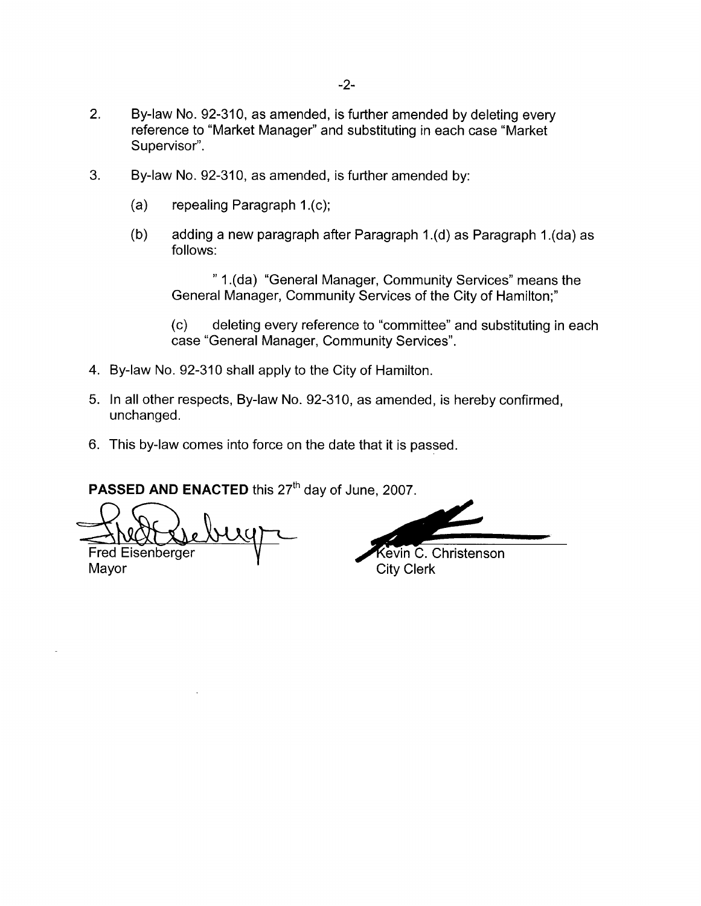2. By-law No. 92-310, as amended, is further amended by deleting every reference to "Market Manager" and substituting in each case "Market Supervisor".

3. By-law No. 92-310, as amended, is further amended by:

   (a) repealing Paragraph 1.(c);

   (b) adding a new paragraph after Paragraph 1.(d) as Paragraph 1.(da) as follows:

      " 1.(da) "General Manager, Community Services" means the General Manager, Community Services of the City of Hamilton;"

   (c) deleting every reference to "committee" and substituting in each case "General Manager, Community Services".

4. By-law No. 92-310 shall apply to the City of Hamilton.

5. In all other respects, By-law No. 92-310, as amended, is hereby confirmed, unchanged.

6. This by-law comes into force on the date that it is passed.

**PASSED AND ENACTED** this 27th day of June, 2007.

Fred Eisenberger
Mayor

Kevin C. Christenson
City Clerk